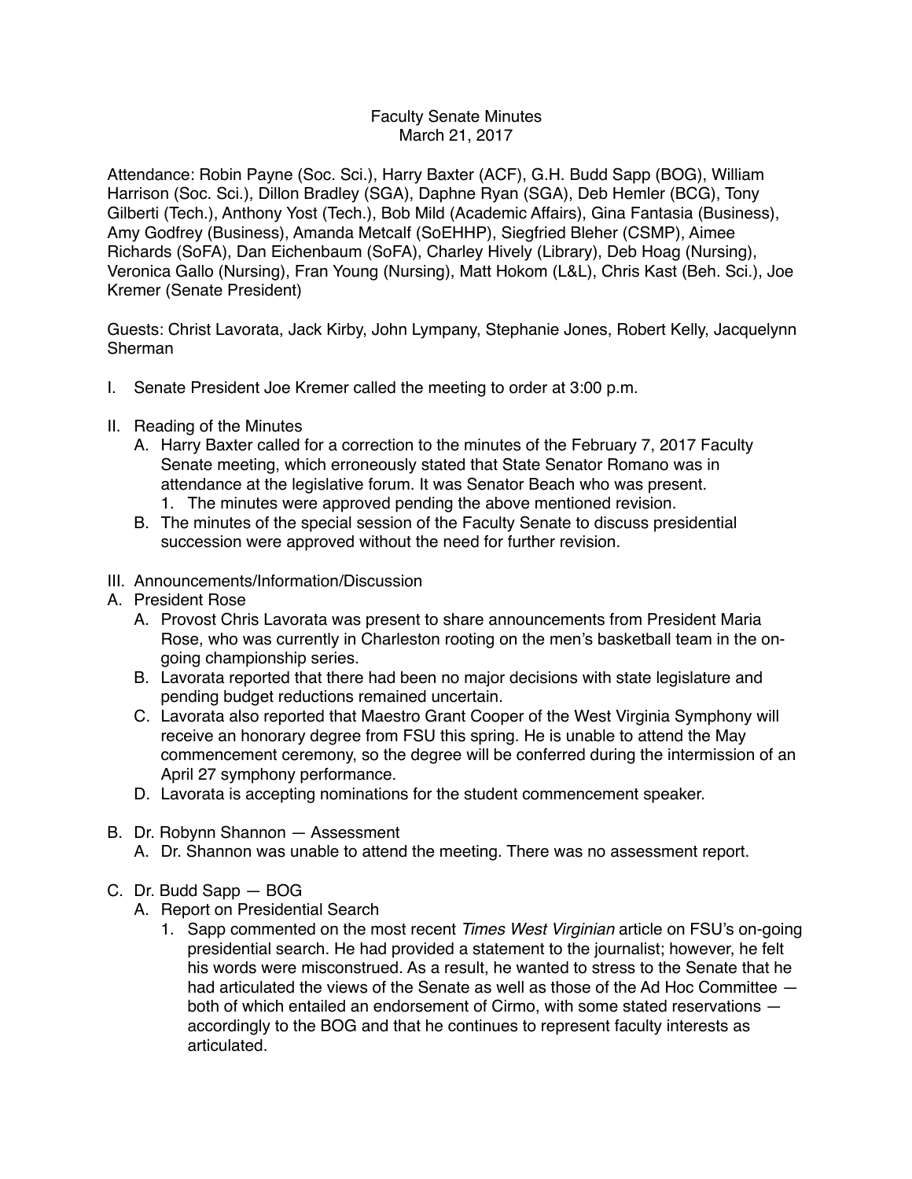Faculty Senate Minutes
March 21, 2017

Attendance: Robin Payne (Soc. Sci.), Harry Baxter (ACF), G.H. Budd Sapp (BOG), William Harrison (Soc. Sci.), Dillon Bradley (SGA), Daphne Ryan (SGA), Deb Hemler (BCG), Tony Gilberti (Tech.), Anthony Yost (Tech.), Bob Mild (Academic Affairs), Gina Fantasia (Business), Amy Godfrey (Business), Amanda Metcalf (SoEHHP), Siegfried Bleher (CSMP), Aimee Richards (SoFA), Dan Eichenbaum (SoFA), Charley Hively (Library), Deb Hoag (Nursing), Veronica Gallo (Nursing), Fran Young (Nursing), Matt Hokom (L&L), Chris Kast (Beh. Sci.), Joe Kremer (Senate President)

Guests: Christ Lavorata, Jack Kirby, John Lympany, Stephanie Jones, Robert Kelly, Jacquelynn Sherman

I. Senate President Joe Kremer called the meeting to order at 3:00 p.m.

II. Reading of the Minutes
   A. Harry Baxter called for a correction to the minutes of the February 7, 2017 Faculty Senate meeting, which erroneously stated that State Senator Romano was in attendance at the legislative forum. It was Senator Beach who was present.
      1. The minutes were approved pending the above mentioned revision.
   B. The minutes of the special session of the Faculty Senate to discuss presidential succession were approved without the need for further revision.

III. Announcements/Information/Discussion

A. President Rose
   A. Provost Chris Lavorata was present to share announcements from President Maria Rose, who was currently in Charleston rooting on the men's basketball team in the on-going championship series.
   B. Lavorata reported that there had been no major decisions with state legislature and pending budget reductions remained uncertain.
   C. Lavorata also reported that Maestro Grant Cooper of the West Virginia Symphony will receive an honorary degree from FSU this spring. He is unable to attend the May commencement ceremony, so the degree will be conferred during the intermission of an April 27 symphony performance.
   D. Lavorata is accepting nominations for the student commencement speaker.

B. Dr. Robynn Shannon — Assessment
   A. Dr. Shannon was unable to attend the meeting. There was no assessment report.

C. Dr. Budd Sapp — BOG
   A. Report on Presidential Search
      1. Sapp commented on the most recent *Times West Virginian* article on FSU's on-going presidential search. He had provided a statement to the journalist; however, he felt his words were misconstrued. As a result, he wanted to stress to the Senate that he had articulated the views of the Senate as well as those of the Ad Hoc Committee — both of which entailed an endorsement of Cirmo, with some stated reservations — accordingly to the BOG and that he continues to represent faculty interests as articulated.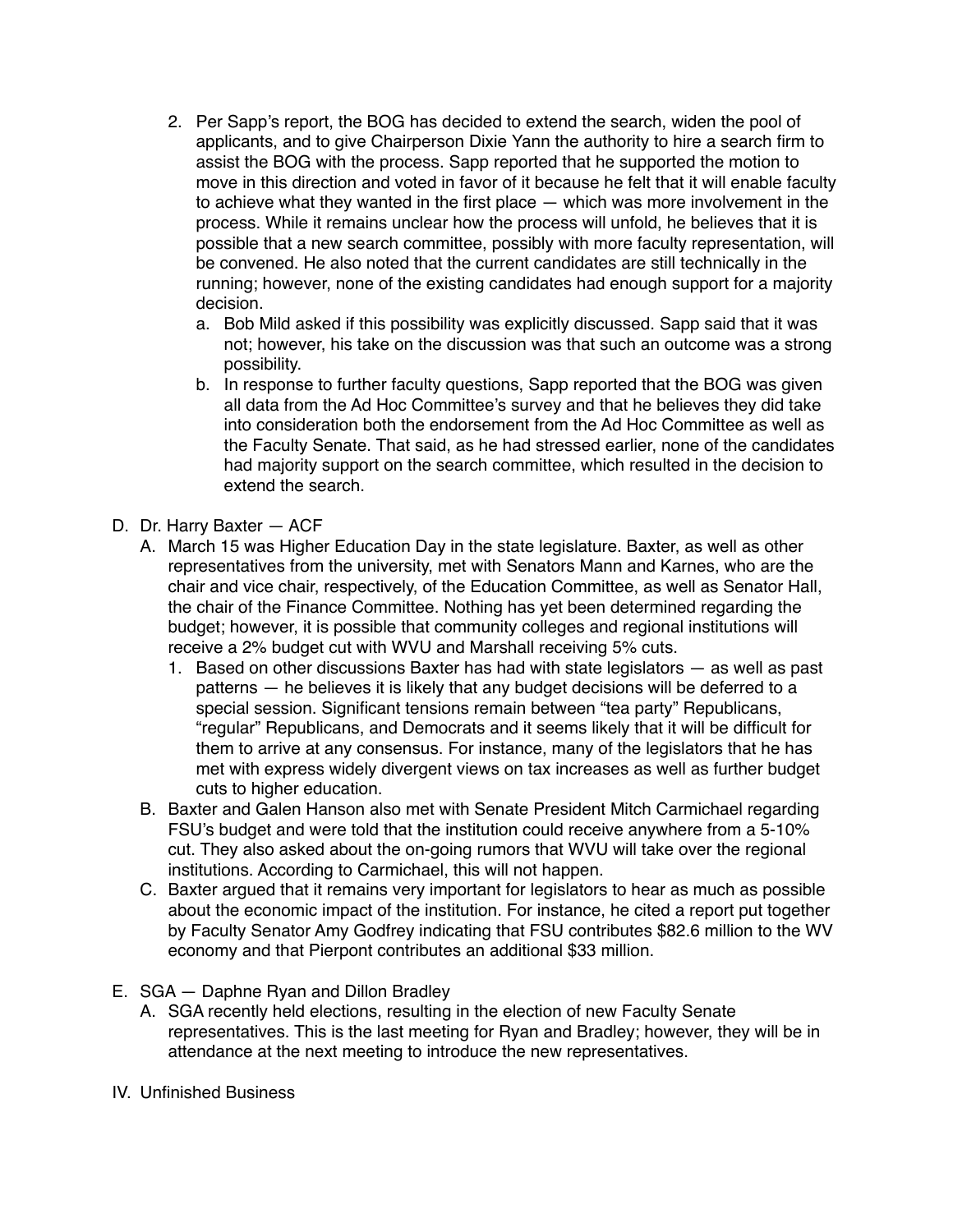2. Per Sapp's report, the BOG has decided to extend the search, widen the pool of applicants, and to give Chairperson Dixie Yann the authority to hire a search firm to assist the BOG with the process. Sapp reported that he supported the motion to move in this direction and voted in favor of it because he felt that it will enable faculty to achieve what they wanted in the first place — which was more involvement in the process. While it remains unclear how the process will unfold, he believes that it is possible that a new search committee, possibly with more faculty representation, will be convened. He also noted that the current candidates are still technically in the running; however, none of the existing candidates had enough support for a majority decision.
   a. Bob Mild asked if this possibility was explicitly discussed. Sapp said that it was not; however, his take on the discussion was that such an outcome was a strong possibility.
   b. In response to further faculty questions, Sapp reported that the BOG was given all data from the Ad Hoc Committee's survey and that he believes they did take into consideration both the endorsement from the Ad Hoc Committee as well as the Faculty Senate. That said, as he had stressed earlier, none of the candidates had majority support on the search committee, which resulted in the decision to extend the search.

D. Dr. Harry Baxter — ACF
   A. March 15 was Higher Education Day in the state legislature. Baxter, as well as other representatives from the university, met with Senators Mann and Karnes, who are the chair and vice chair, respectively, of the Education Committee, as well as Senator Hall, the chair of the Finance Committee. Nothing has yet been determined regarding the budget; however, it is possible that community colleges and regional institutions will receive a 2% budget cut with WVU and Marshall receiving 5% cuts.
      1. Based on other discussions Baxter has had with state legislators — as well as past patterns — he believes it is likely that any budget decisions will be deferred to a special session. Significant tensions remain between "tea party" Republicans, "regular" Republicans, and Democrats and it seems likely that it will be difficult for them to arrive at any consensus. For instance, many of the legislators that he has met with express widely divergent views on tax increases as well as further budget cuts to higher education.
   B. Baxter and Galen Hanson also met with Senate President Mitch Carmichael regarding FSU's budget and were told that the institution could receive anywhere from a 5-10% cut. They also asked about the on-going rumors that WVU will take over the regional institutions. According to Carmichael, this will not happen.
   C. Baxter argued that it remains very important for legislators to hear as much as possible about the economic impact of the institution. For instance, he cited a report put together by Faculty Senator Amy Godfrey indicating that FSU contributes $82.6 million to the WV economy and that Pierpont contributes an additional $33 million.

E. SGA — Daphne Ryan and Dillon Bradley
   A. SGA recently held elections, resulting in the election of new Faculty Senate representatives. This is the last meeting for Ryan and Bradley; however, they will be in attendance at the next meeting to introduce the new representatives.

IV. Unfinished Business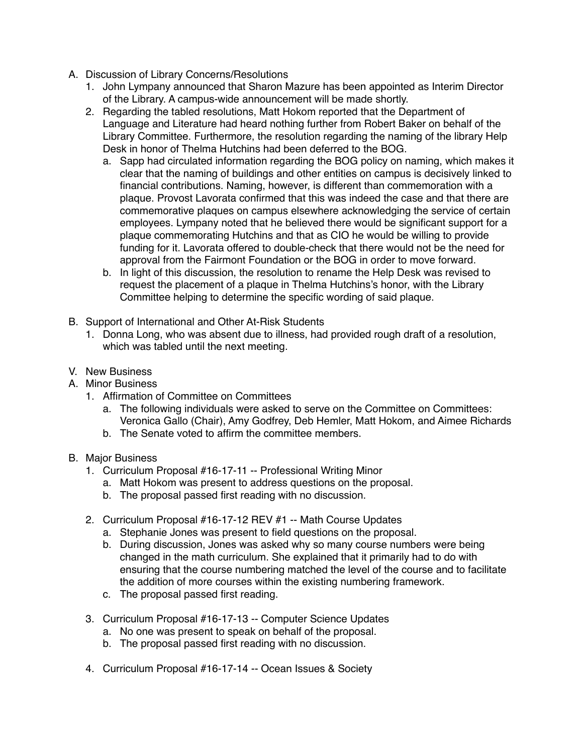A. Discussion of Library Concerns/Resolutions
   1. John Lympany announced that Sharon Mazure has been appointed as Interim Director of the Library. A campus-wide announcement will be made shortly.
   2. Regarding the tabled resolutions, Matt Hokom reported that the Department of Language and Literature had heard nothing further from Robert Baker on behalf of the Library Committee. Furthermore, the resolution regarding the naming of the library Help Desk in honor of Thelma Hutchins had been deferred to the BOG.
      a. Sapp had circulated information regarding the BOG policy on naming, which makes it clear that the naming of buildings and other entities on campus is decisively linked to financial contributions. Naming, however, is different than commemoration with a plaque. Provost Lavorata confirmed that this was indeed the case and that there are commemorative plaques on campus elsewhere acknowledging the service of certain employees. Lympany noted that he believed there would be significant support for a plaque commemorating Hutchins and that as CIO he would be willing to provide funding for it. Lavorata offered to double-check that there would not be the need for approval from the Fairmont Foundation or the BOG in order to move forward.
      b. In light of this discussion, the resolution to rename the Help Desk was revised to request the placement of a plaque in Thelma Hutchins's honor, with the Library Committee helping to determine the specific wording of said plaque.

B. Support of International and Other At-Risk Students
   1. Donna Long, who was absent due to illness, had provided rough draft of a resolution, which was tabled until the next meeting.

V. New Business

A. Minor Business
   1. Affirmation of Committee on Committees
      a. The following individuals were asked to serve on the Committee on Committees: Veronica Gallo (Chair), Amy Godfrey, Deb Hemler, Matt Hokom, and Aimee Richards
      b. The Senate voted to affirm the committee members.

B. Major Business
   1. Curriculum Proposal #16-17-11 -- Professional Writing Minor
      a. Matt Hokom was present to address questions on the proposal.
      b. The proposal passed first reading with no discussion.

   2. Curriculum Proposal #16-17-12 REV #1 -- Math Course Updates
      a. Stephanie Jones was present to field questions on the proposal.
      b. During discussion, Jones was asked why so many course numbers were being changed in the math curriculum. She explained that it primarily had to do with ensuring that the course numbering matched the level of the course and to facilitate the addition of more courses within the existing numbering framework.
      c. The proposal passed first reading.

   3. Curriculum Proposal #16-17-13 -- Computer Science Updates
      a. No one was present to speak on behalf of the proposal.
      b. The proposal passed first reading with no discussion.

   4. Curriculum Proposal #16-17-14 -- Ocean Issues & Society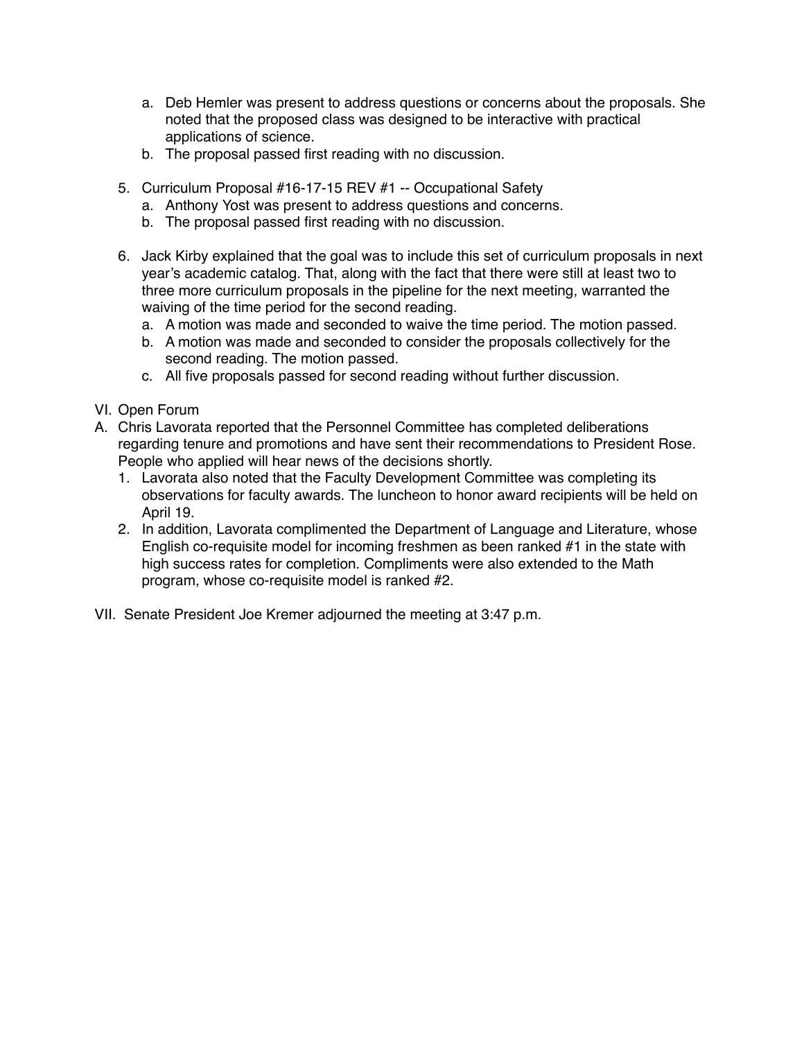a. Deb Hemler was present to address questions or concerns about the proposals. She noted that the proposed class was designed to be interactive with practical applications of science.
b. The proposal passed first reading with no discussion.

5. Curriculum Proposal #16-17-15 REV #1 -- Occupational Safety
   a. Anthony Yost was present to address questions and concerns.
   b. The proposal passed first reading with no discussion.

6. Jack Kirby explained that the goal was to include this set of curriculum proposals in next year's academic catalog. That, along with the fact that there were still at least two to three more curriculum proposals in the pipeline for the next meeting, warranted the waiving of the time period for the second reading.
   a. A motion was made and seconded to waive the time period. The motion passed.
   b. A motion was made and seconded to consider the proposals collectively for the second reading. The motion passed.
   c. All five proposals passed for second reading without further discussion.

VI. Open Forum

A. Chris Lavorata reported that the Personnel Committee has completed deliberations regarding tenure and promotions and have sent their recommendations to President Rose. People who applied will hear news of the decisions shortly.
   1. Lavorata also noted that the Faculty Development Committee was completing its observations for faculty awards. The luncheon to honor award recipients will be held on April 19.
   2. In addition, Lavorata complimented the Department of Language and Literature, whose English co-requisite model for incoming freshmen as been ranked #1 in the state with high success rates for completion. Compliments were also extended to the Math program, whose co-requisite model is ranked #2.

VII. Senate President Joe Kremer adjourned the meeting at 3:47 p.m.